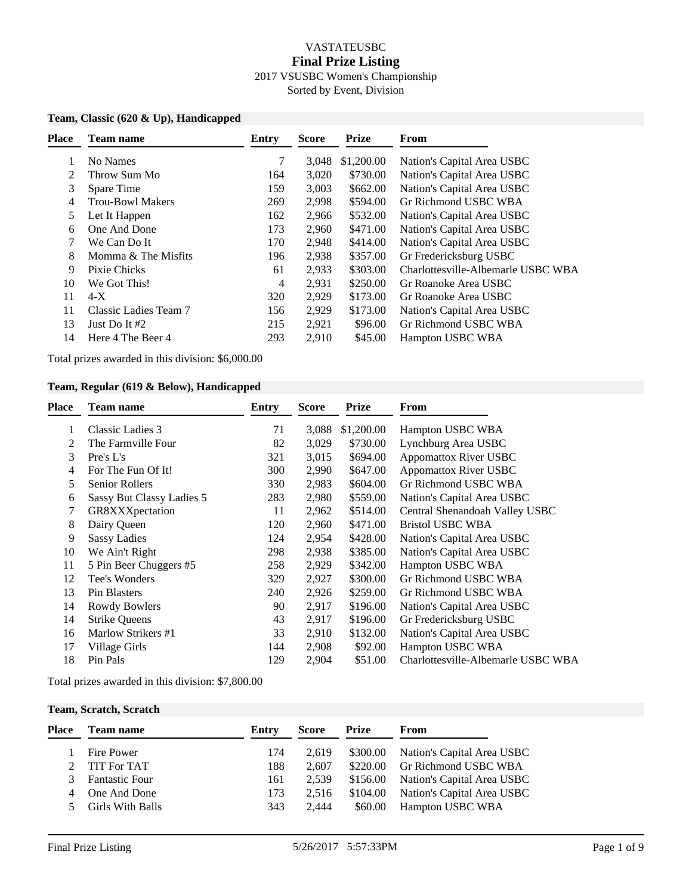VASTATEUSBC

# Final Prize Listing

2017 VSUSBC Women's Championship

Sorted by Event, Division

## Team, Classic (620 & Up), Handicapped

| Place | Team name | Entry | Score | Prize | From |
|---|---|---|---|---|---|
| 1 | No Names | 7 | 3,048 | $1,200.00 | Nation's Capital Area USBC |
| 2 | Throw Sum Mo | 164 | 3,020 | $730.00 | Nation's Capital Area USBC |
| 3 | Spare Time | 159 | 3,003 | $662.00 | Nation's Capital Area USBC |
| 4 | Trou-Bowl Makers | 269 | 2,998 | $594.00 | Gr Richmond USBC WBA |
| 5 | Let It Happen | 162 | 2,966 | $532.00 | Nation's Capital Area USBC |
| 6 | One And Done | 173 | 2,960 | $471.00 | Nation's Capital Area USBC |
| 7 | We Can Do It | 170 | 2,948 | $414.00 | Nation's Capital Area USBC |
| 8 | Momma & The Misfits | 196 | 2,938 | $357.00 | Gr Fredericksburg USBC |
| 9 | Pixie Chicks | 61 | 2,933 | $303.00 | Charlottesville-Albemarle USBC WBA |
| 10 | We Got This! | 4 | 2,931 | $250.00 | Gr Roanoke Area USBC |
| 11 | 4-X | 320 | 2,929 | $173.00 | Gr Roanoke Area USBC |
| 11 | Classic Ladies Team 7 | 156 | 2,929 | $173.00 | Nation's Capital Area USBC |
| 13 | Just Do It #2 | 215 | 2,921 | $96.00 | Gr Richmond USBC WBA |
| 14 | Here 4 The Beer 4 | 293 | 2,910 | $45.00 | Hampton USBC WBA |

Total prizes awarded in this division: $6,000.00

## Team, Regular (619 & Below), Handicapped

| Place | Team name | Entry | Score | Prize | From |
|---|---|---|---|---|---|
| 1 | Classic Ladies 3 | 71 | 3,088 | $1,200.00 | Hampton USBC WBA |
| 2 | The Farmville Four | 82 | 3,029 | $730.00 | Lynchburg Area USBC |
| 3 | Pre's L's | 321 | 3,015 | $694.00 | Appomattox River USBC |
| 4 | For The Fun Of It! | 300 | 2,990 | $647.00 | Appomattox River USBC |
| 5 | Senior Rollers | 330 | 2,983 | $604.00 | Gr Richmond USBC WBA |
| 6 | Sassy But Classy Ladies 5 | 283 | 2,980 | $559.00 | Nation's Capital Area USBC |
| 7 | GR8XXXpectation | 11 | 2,962 | $514.00 | Central Shenandoah Valley USBC |
| 8 | Dairy Queen | 120 | 2,960 | $471.00 | Bristol USBC WBA |
| 9 | Sassy Ladies | 124 | 2,954 | $428.00 | Nation's Capital Area USBC |
| 10 | We Ain't Right | 298 | 2,938 | $385.00 | Nation's Capital Area USBC |
| 11 | 5 Pin Beer Chuggers #5 | 258 | 2,929 | $342.00 | Hampton USBC WBA |
| 12 | Tee's Wonders | 329 | 2,927 | $300.00 | Gr Richmond USBC WBA |
| 13 | Pin Blasters | 240 | 2,926 | $259.00 | Gr Richmond USBC WBA |
| 14 | Rowdy Bowlers | 90 | 2,917 | $196.00 | Nation's Capital Area USBC |
| 14 | Strike Queens | 43 | 2,917 | $196.00 | Gr Fredericksburg USBC |
| 16 | Marlow Strikers #1 | 33 | 2,910 | $132.00 | Nation's Capital Area USBC |
| 17 | Village Girls | 144 | 2,908 | $92.00 | Hampton USBC WBA |
| 18 | Pin Pals | 129 | 2,904 | $51.00 | Charlottesville-Albemarle USBC WBA |

Total prizes awarded in this division: $7,800.00

## Team, Scratch, Scratch

| Place | Team name | Entry | Score | Prize | From |
|---|---|---|---|---|---|
| 1 | Fire Power | 174 | 2,619 | $300.00 | Nation's Capital Area USBC |
| 2 | TIT For TAT | 188 | 2,607 | $220.00 | Gr Richmond USBC WBA |
| 3 | Fantastic Four | 161 | 2,539 | $156.00 | Nation's Capital Area USBC |
| 4 | One And Done | 173 | 2,516 | $104.00 | Nation's Capital Area USBC |
| 5 | Girls With Balls | 343 | 2,444 | $60.00 | Hampton USBC WBA |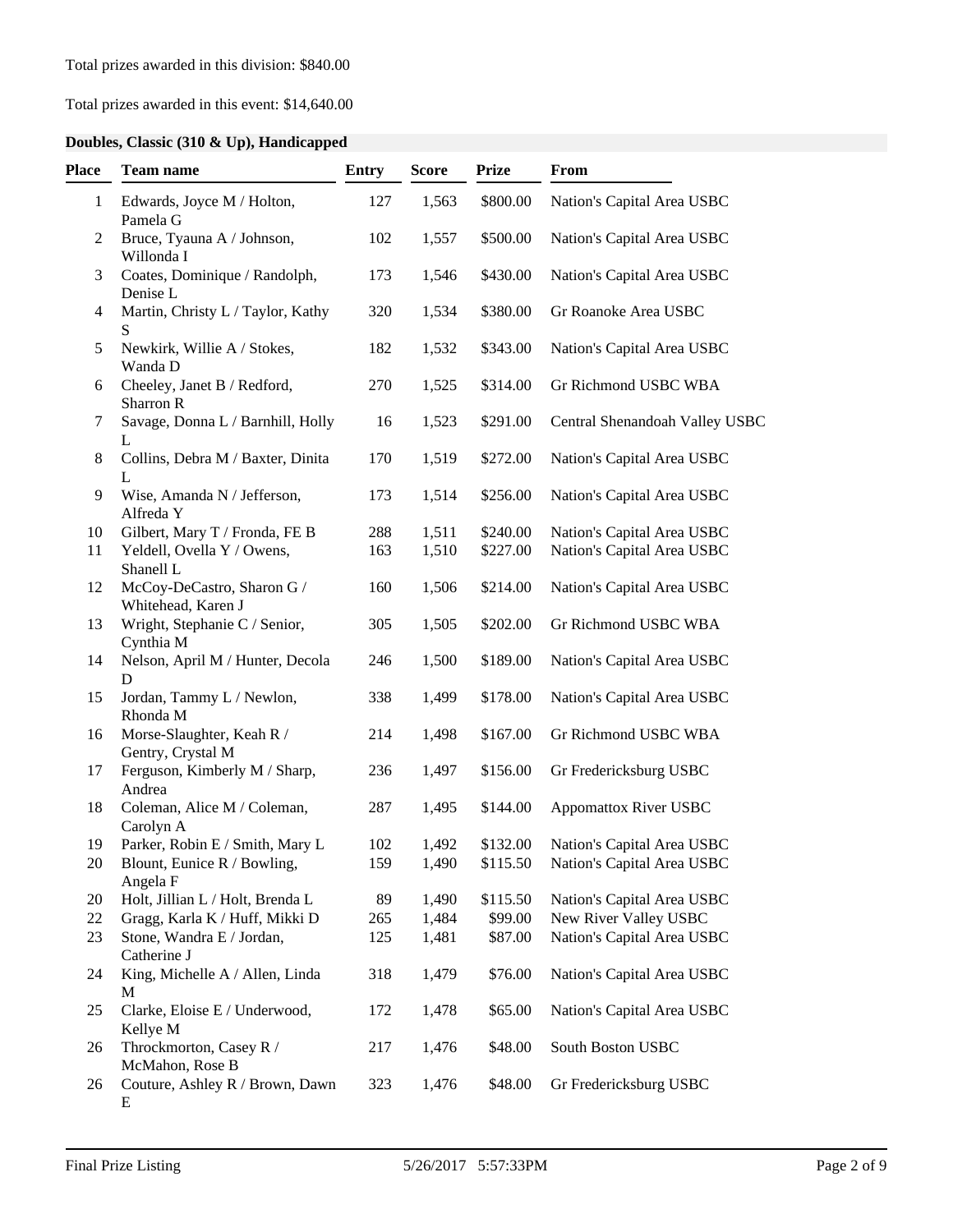Total prizes awarded in this division: $840.00

Total prizes awarded in this event: $14,640.00

### Doubles, Classic (310 & Up), Handicapped

| Place | Team name | Entry | Score | Prize | From |
|---|---|---|---|---|---|
| 1 | Edwards, Joyce M / Holton, Pamela G | 127 | 1,563 | $800.00 | Nation's Capital Area USBC |
| 2 | Bruce, Tyauna A / Johnson, Willonda I | 102 | 1,557 | $500.00 | Nation's Capital Area USBC |
| 3 | Coates, Dominique / Randolph, Denise L | 173 | 1,546 | $430.00 | Nation's Capital Area USBC |
| 4 | Martin, Christy L / Taylor, Kathy S | 320 | 1,534 | $380.00 | Gr Roanoke Area USBC |
| 5 | Newkirk, Willie A / Stokes, Wanda D | 182 | 1,532 | $343.00 | Nation's Capital Area USBC |
| 6 | Cheeley, Janet B / Redford, Sharron R | 270 | 1,525 | $314.00 | Gr Richmond USBC WBA |
| 7 | Savage, Donna L / Barnhill, Holly L | 16 | 1,523 | $291.00 | Central Shenandoah Valley USBC |
| 8 | Collins, Debra M / Baxter, Dinita L | 170 | 1,519 | $272.00 | Nation's Capital Area USBC |
| 9 | Wise, Amanda N / Jefferson, Alfreda Y | 173 | 1,514 | $256.00 | Nation's Capital Area USBC |
| 10 | Gilbert, Mary T / Fronda, FE B | 288 | 1,511 | $240.00 | Nation's Capital Area USBC |
| 11 | Yeldell, Ovella Y / Owens, Shanell L | 163 | 1,510 | $227.00 | Nation's Capital Area USBC |
| 12 | McCoy-DeCastro, Sharon G / Whitehead, Karen J | 160 | 1,506 | $214.00 | Nation's Capital Area USBC |
| 13 | Wright, Stephanie C / Senior, Cynthia M | 305 | 1,505 | $202.00 | Gr Richmond USBC WBA |
| 14 | Nelson, April M / Hunter, Decola D | 246 | 1,500 | $189.00 | Nation's Capital Area USBC |
| 15 | Jordan, Tammy L / Newlon, Rhonda M | 338 | 1,499 | $178.00 | Nation's Capital Area USBC |
| 16 | Morse-Slaughter, Keah R / Gentry, Crystal M | 214 | 1,498 | $167.00 | Gr Richmond USBC WBA |
| 17 | Ferguson, Kimberly M / Sharp, Andrea | 236 | 1,497 | $156.00 | Gr Fredericksburg USBC |
| 18 | Coleman, Alice M / Coleman, Carolyn A | 287 | 1,495 | $144.00 | Appomattox River USBC |
| 19 | Parker, Robin E / Smith, Mary L | 102 | 1,492 | $132.00 | Nation's Capital Area USBC |
| 20 | Blount, Eunice R / Bowling, Angela F | 159 | 1,490 | $115.50 | Nation's Capital Area USBC |
| 20 | Holt, Jillian L / Holt, Brenda L | 89 | 1,490 | $115.50 | Nation's Capital Area USBC |
| 22 | Gragg, Karla K / Huff, Mikki D | 265 | 1,484 | $99.00 | New River Valley USBC |
| 23 | Stone, Wandra E / Jordan, Catherine J | 125 | 1,481 | $87.00 | Nation's Capital Area USBC |
| 24 | King, Michelle A / Allen, Linda M | 318 | 1,479 | $76.00 | Nation's Capital Area USBC |
| 25 | Clarke, Eloise E / Underwood, Kellye M | 172 | 1,478 | $65.00 | Nation's Capital Area USBC |
| 26 | Throckmorton, Casey R / McMahon, Rose B | 217 | 1,476 | $48.00 | South Boston USBC |
| 26 | Couture, Ashley R / Brown, Dawn E | 323 | 1,476 | $48.00 | Gr Fredericksburg USBC |

Final Prize Listing 5/26/2017 5:57:33PM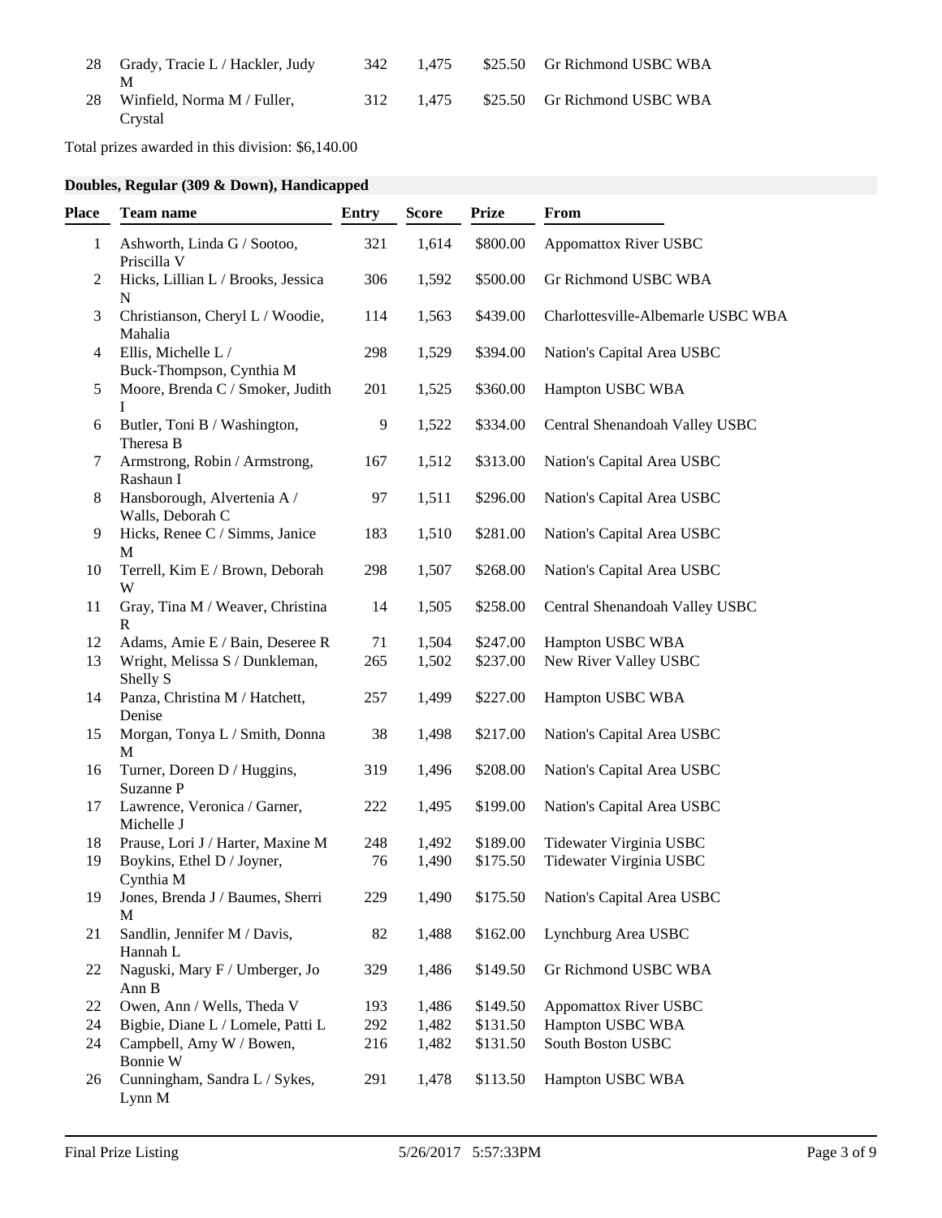| Place | Team name | Entry | Score | Prize | From |
|---|---|---|---|---|---|
| 28 | Grady, Tracie L / Hackler, Judy M | 342 | 1,475 | $25.50 | Gr Richmond USBC WBA |
| 28 | Winfield, Norma M / Fuller, Crystal | 312 | 1,475 | $25.50 | Gr Richmond USBC WBA |

Total prizes awarded in this division: $6,140.00

### Doubles, Regular (309 & Down), Handicapped

| Place | Team name | Entry | Score | Prize | From |
|---|---|---|---|---|---|
| 1 | Ashworth, Linda G / Sootoo, Priscilla V | 321 | 1,614 | $800.00 | Appomattox River USBC |
| 2 | Hicks, Lillian L / Brooks, Jessica N | 306 | 1,592 | $500.00 | Gr Richmond USBC WBA |
| 3 | Christianson, Cheryl L / Woodie, Mahalia | 114 | 1,563 | $439.00 | Charlottesville-Albemarle USBC WBA |
| 4 | Ellis, Michelle L / Buck-Thompson, Cynthia M | 298 | 1,529 | $394.00 | Nation's Capital Area USBC |
| 5 | Moore, Brenda C / Smoker, Judith I | 201 | 1,525 | $360.00 | Hampton USBC WBA |
| 6 | Butler, Toni B / Washington, Theresa B | 9 | 1,522 | $334.00 | Central Shenandoah Valley USBC |
| 7 | Armstrong, Robin / Armstrong, Rashaun I | 167 | 1,512 | $313.00 | Nation's Capital Area USBC |
| 8 | Hansborough, Alvertenia A / Walls, Deborah C | 97 | 1,511 | $296.00 | Nation's Capital Area USBC |
| 9 | Hicks, Renee C / Simms, Janice M | 183 | 1,510 | $281.00 | Nation's Capital Area USBC |
| 10 | Terrell, Kim E / Brown, Deborah W | 298 | 1,507 | $268.00 | Nation's Capital Area USBC |
| 11 | Gray, Tina M / Weaver, Christina R | 14 | 1,505 | $258.00 | Central Shenandoah Valley USBC |
| 12 | Adams, Amie E / Bain, Deseree R | 71 | 1,504 | $247.00 | Hampton USBC WBA |
| 13 | Wright, Melissa S / Dunkleman, Shelly S | 265 | 1,502 | $237.00 | New River Valley USBC |
| 14 | Panza, Christina M / Hatchett, Denise | 257 | 1,499 | $227.00 | Hampton USBC WBA |
| 15 | Morgan, Tonya L / Smith, Donna M | 38 | 1,498 | $217.00 | Nation's Capital Area USBC |
| 16 | Turner, Doreen D / Huggins, Suzanne P | 319 | 1,496 | $208.00 | Nation's Capital Area USBC |
| 17 | Lawrence, Veronica / Garner, Michelle J | 222 | 1,495 | $199.00 | Nation's Capital Area USBC |
| 18 | Prause, Lori J / Harter, Maxine M | 248 | 1,492 | $189.00 | Tidewater Virginia USBC |
| 19 | Boykins, Ethel D / Joyner, Cynthia M | 76 | 1,490 | $175.50 | Tidewater Virginia USBC |
| 19 | Jones, Brenda J / Baumes, Sherri M | 229 | 1,490 | $175.50 | Nation's Capital Area USBC |
| 21 | Sandlin, Jennifer M / Davis, Hannah L | 82 | 1,488 | $162.00 | Lynchburg Area USBC |
| 22 | Naguski, Mary F / Umberger, Jo Ann B | 329 | 1,486 | $149.50 | Gr Richmond USBC WBA |
| 22 | Owen, Ann / Wells, Theda V | 193 | 1,486 | $149.50 | Appomattox River USBC |
| 24 | Bigbie, Diane L / Lomele, Patti L | 292 | 1,482 | $131.50 | Hampton USBC WBA |
| 24 | Campbell, Amy W / Bowen, Bonnie W | 216 | 1,482 | $131.50 | South Boston USBC |
| 26 | Cunningham, Sandra L / Sykes, Lynn M | 291 | 1,478 | $113.50 | Hampton USBC WBA |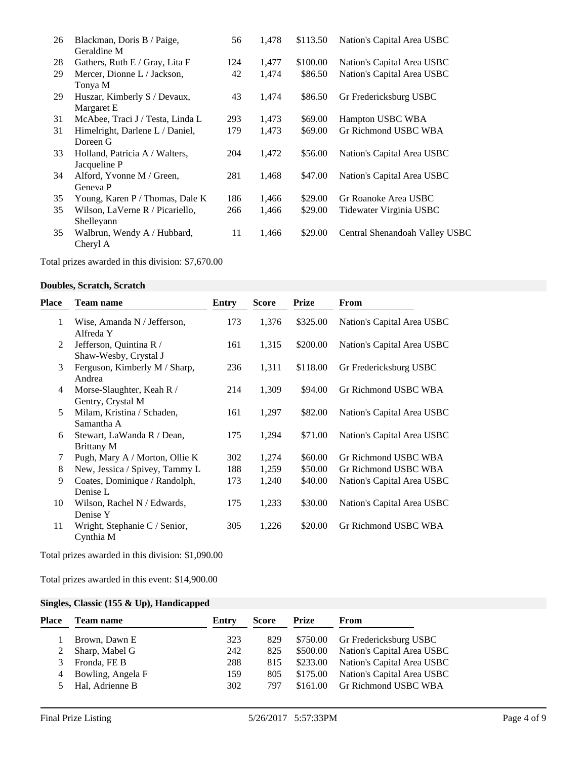| Place | Team name | Entry | Score | Prize | From |
|---|---|---|---|---|---|
| 26 | Blackman, Doris B / Paige, Geraldine M | 56 | 1,478 | $113.50 | Nation's Capital Area USBC |
| 28 | Gathers, Ruth E / Gray, Lita F | 124 | 1,477 | $100.00 | Nation's Capital Area USBC |
| 29 | Mercer, Dionne L / Jackson, Tonya M | 42 | 1,474 | $86.50 | Nation's Capital Area USBC |
| 29 | Huszar, Kimberly S / Devaux, Margaret E | 43 | 1,474 | $86.50 | Gr Fredericksburg USBC |
| 31 | McAbee, Traci J / Testa, Linda L | 293 | 1,473 | $69.00 | Hampton USBC WBA |
| 31 | Himelright, Darlene L / Daniel, Doreen G | 179 | 1,473 | $69.00 | Gr Richmond USBC WBA |
| 33 | Holland, Patricia A / Walters, Jacqueline P | 204 | 1,472 | $56.00 | Nation's Capital Area USBC |
| 34 | Alford, Yvonne M / Green, Geneva P | 281 | 1,468 | $47.00 | Nation's Capital Area USBC |
| 35 | Young, Karen P / Thomas, Dale K | 186 | 1,466 | $29.00 | Gr Roanoke Area USBC |
| 35 | Wilson, LaVerne R / Picariello, Shelleyann | 266 | 1,466 | $29.00 | Tidewater Virginia USBC |
| 35 | Walbrun, Wendy A / Hubbard, Cheryl A | 11 | 1,466 | $29.00 | Central Shenandoah Valley USBC |

Total prizes awarded in this division: $7,670.00

**Doubles, Scratch, Scratch**

| Place | Team name | Entry | Score | Prize | From |
|---|---|---|---|---|---|
| 1 | Wise, Amanda N / Jefferson, Alfreda Y | 173 | 1,376 | $325.00 | Nation's Capital Area USBC |
| 2 | Jefferson, Quintina R / Shaw-Wesby, Crystal J | 161 | 1,315 | $200.00 | Nation's Capital Area USBC |
| 3 | Ferguson, Kimberly M / Sharp, Andrea | 236 | 1,311 | $118.00 | Gr Fredericksburg USBC |
| 4 | Morse-Slaughter, Keah R / Gentry, Crystal M | 214 | 1,309 | $94.00 | Gr Richmond USBC WBA |
| 5 | Milam, Kristina / Schaden, Samantha A | 161 | 1,297 | $82.00 | Nation's Capital Area USBC |
| 6 | Stewart, LaWanda R / Dean, Brittany M | 175 | 1,294 | $71.00 | Nation's Capital Area USBC |
| 7 | Pugh, Mary A / Morton, Ollie K | 302 | 1,274 | $60.00 | Gr Richmond USBC WBA |
| 8 | New, Jessica / Spivey, Tammy L | 188 | 1,259 | $50.00 | Gr Richmond USBC WBA |
| 9 | Coates, Dominique / Randolph, Denise L | 173 | 1,240 | $40.00 | Nation's Capital Area USBC |
| 10 | Wilson, Rachel N / Edwards, Denise Y | 175 | 1,233 | $30.00 | Nation's Capital Area USBC |
| 11 | Wright, Stephanie C / Senior, Cynthia M | 305 | 1,226 | $20.00 | Gr Richmond USBC WBA |

Total prizes awarded in this division: $1,090.00

Total prizes awarded in this event: $14,900.00

**Singles, Classic (155 & Up), Handicapped**

| Place | Team name | Entry | Score | Prize | From |
|---|---|---|---|---|---|
| 1 | Brown, Dawn E | 323 | 829 | $750.00 | Gr Fredericksburg USBC |
| 2 | Sharp, Mabel G | 242 | 825 | $500.00 | Nation's Capital Area USBC |
| 3 | Fronda, FE B | 288 | 815 | $233.00 | Nation's Capital Area USBC |
| 4 | Bowling, Angela F | 159 | 805 | $175.00 | Nation's Capital Area USBC |
| 5 | Hal, Adrienne B | 302 | 797 | $161.00 | Gr Richmond USBC WBA |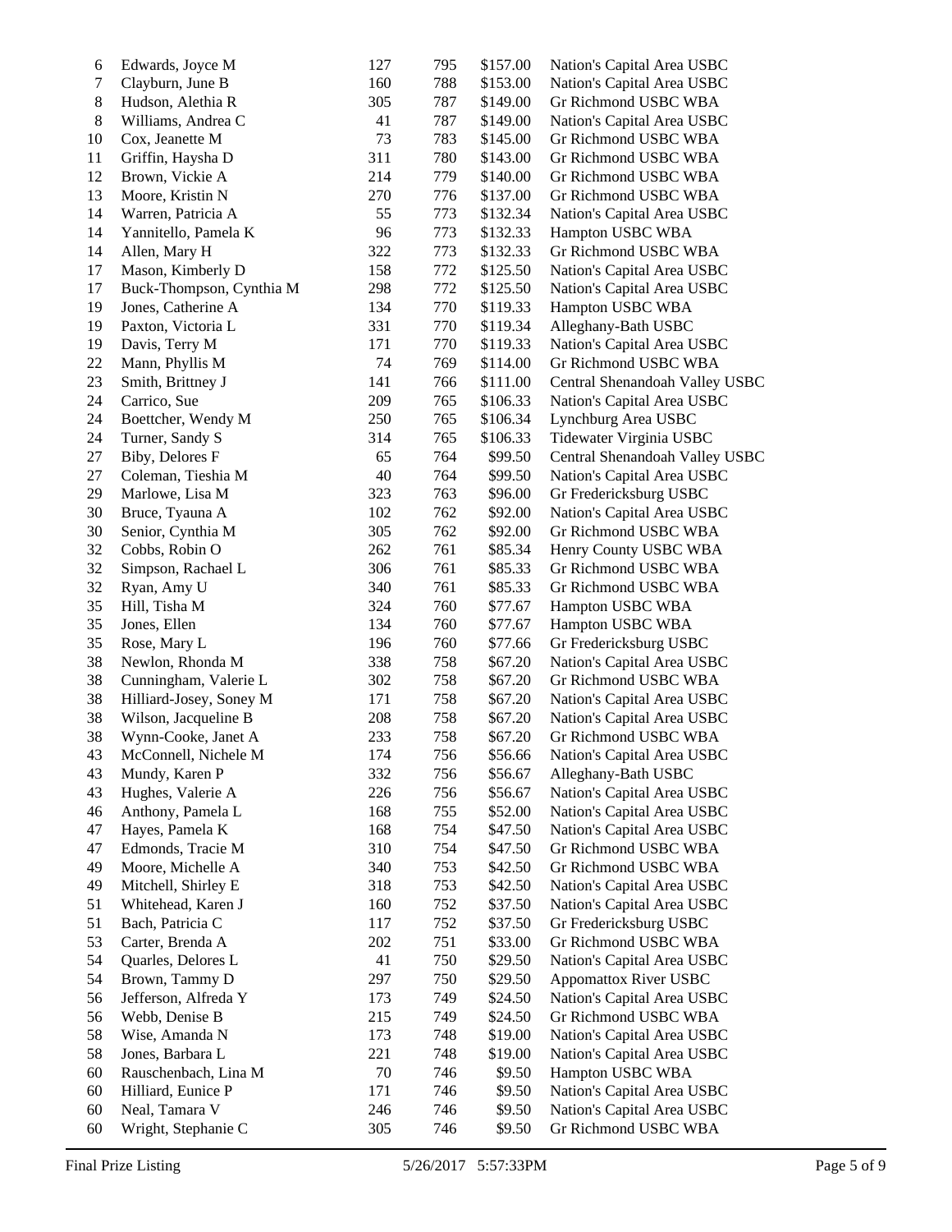| | | | | | |
|---|---|---|---|---|---|
| 6 | Edwards, Joyce M | 127 | 795 | $157.00 | Nation's Capital Area USBC |
| 7 | Clayburn, June B | 160 | 788 | $153.00 | Nation's Capital Area USBC |
| 8 | Hudson, Alethia R | 305 | 787 | $149.00 | Gr Richmond USBC WBA |
| 8 | Williams, Andrea C | 41 | 787 | $149.00 | Nation's Capital Area USBC |
| 10 | Cox, Jeanette M | 73 | 783 | $145.00 | Gr Richmond USBC WBA |
| 11 | Griffin, Haysha D | 311 | 780 | $143.00 | Gr Richmond USBC WBA |
| 12 | Brown, Vickie A | 214 | 779 | $140.00 | Gr Richmond USBC WBA |
| 13 | Moore, Kristin N | 270 | 776 | $137.00 | Gr Richmond USBC WBA |
| 14 | Warren, Patricia A | 55 | 773 | $132.34 | Nation's Capital Area USBC |
| 14 | Yannitello, Pamela K | 96 | 773 | $132.33 | Hampton USBC WBA |
| 14 | Allen, Mary H | 322 | 773 | $132.33 | Gr Richmond USBC WBA |
| 17 | Mason, Kimberly D | 158 | 772 | $125.50 | Nation's Capital Area USBC |
| 17 | Buck-Thompson, Cynthia M | 298 | 772 | $125.50 | Nation's Capital Area USBC |
| 19 | Jones, Catherine A | 134 | 770 | $119.33 | Hampton USBC WBA |
| 19 | Paxton, Victoria L | 331 | 770 | $119.34 | Alleghany-Bath USBC |
| 19 | Davis, Terry M | 171 | 770 | $119.33 | Nation's Capital Area USBC |
| 22 | Mann, Phyllis M | 74 | 769 | $114.00 | Gr Richmond USBC WBA |
| 23 | Smith, Brittney J | 141 | 766 | $111.00 | Central Shenandoah Valley USBC |
| 24 | Carrico, Sue | 209 | 765 | $106.33 | Nation's Capital Area USBC |
| 24 | Boettcher, Wendy M | 250 | 765 | $106.34 | Lynchburg Area USBC |
| 24 | Turner, Sandy S | 314 | 765 | $106.33 | Tidewater Virginia USBC |
| 27 | Biby, Delores F | 65 | 764 | $99.50 | Central Shenandoah Valley USBC |
| 27 | Coleman, Tieshia M | 40 | 764 | $99.50 | Nation's Capital Area USBC |
| 29 | Marlowe, Lisa M | 323 | 763 | $96.00 | Gr Fredericksburg USBC |
| 30 | Bruce, Tyauna A | 102 | 762 | $92.00 | Nation's Capital Area USBC |
| 30 | Senior, Cynthia M | 305 | 762 | $92.00 | Gr Richmond USBC WBA |
| 32 | Cobbs, Robin O | 262 | 761 | $85.34 | Henry County USBC WBA |
| 32 | Simpson, Rachael L | 306 | 761 | $85.33 | Gr Richmond USBC WBA |
| 32 | Ryan, Amy U | 340 | 761 | $85.33 | Gr Richmond USBC WBA |
| 35 | Hill, Tisha M | 324 | 760 | $77.67 | Hampton USBC WBA |
| 35 | Jones, Ellen | 134 | 760 | $77.67 | Hampton USBC WBA |
| 35 | Rose, Mary L | 196 | 760 | $77.66 | Gr Fredericksburg USBC |
| 38 | Newlon, Rhonda M | 338 | 758 | $67.20 | Nation's Capital Area USBC |
| 38 | Cunningham, Valerie L | 302 | 758 | $67.20 | Gr Richmond USBC WBA |
| 38 | Hilliard-Josey, Soney M | 171 | 758 | $67.20 | Nation's Capital Area USBC |
| 38 | Wilson, Jacqueline B | 208 | 758 | $67.20 | Nation's Capital Area USBC |
| 38 | Wynn-Cooke, Janet A | 233 | 758 | $67.20 | Gr Richmond USBC WBA |
| 43 | McConnell, Nichele M | 174 | 756 | $56.66 | Nation's Capital Area USBC |
| 43 | Mundy, Karen P | 332 | 756 | $56.67 | Alleghany-Bath USBC |
| 43 | Hughes, Valerie A | 226 | 756 | $56.67 | Nation's Capital Area USBC |
| 46 | Anthony, Pamela L | 168 | 755 | $52.00 | Nation's Capital Area USBC |
| 47 | Hayes, Pamela K | 168 | 754 | $47.50 | Nation's Capital Area USBC |
| 47 | Edmonds, Tracie M | 310 | 754 | $47.50 | Gr Richmond USBC WBA |
| 49 | Moore, Michelle A | 340 | 753 | $42.50 | Gr Richmond USBC WBA |
| 49 | Mitchell, Shirley E | 318 | 753 | $42.50 | Nation's Capital Area USBC |
| 51 | Whitehead, Karen J | 160 | 752 | $37.50 | Nation's Capital Area USBC |
| 51 | Bach, Patricia C | 117 | 752 | $37.50 | Gr Fredericksburg USBC |
| 53 | Carter, Brenda A | 202 | 751 | $33.00 | Gr Richmond USBC WBA |
| 54 | Quarles, Delores L | 41 | 750 | $29.50 | Nation's Capital Area USBC |
| 54 | Brown, Tammy D | 297 | 750 | $29.50 | Appomattox River USBC |
| 56 | Jefferson, Alfreda Y | 173 | 749 | $24.50 | Nation's Capital Area USBC |
| 56 | Webb, Denise B | 215 | 749 | $24.50 | Gr Richmond USBC WBA |
| 58 | Wise, Amanda N | 173 | 748 | $19.00 | Nation's Capital Area USBC |
| 58 | Jones, Barbara L | 221 | 748 | $19.00 | Nation's Capital Area USBC |
| 60 | Rauschenbach, Lina M | 70 | 746 | $9.50 | Hampton USBC WBA |
| 60 | Hilliard, Eunice P | 171 | 746 | $9.50 | Nation's Capital Area USBC |
| 60 | Neal, Tamara V | 246 | 746 | $9.50 | Nation's Capital Area USBC |
| 60 | Wright, Stephanie C | 305 | 746 | $9.50 | Gr Richmond USBC WBA |

Final Prize Listing 5/26/2017 5:57:33PM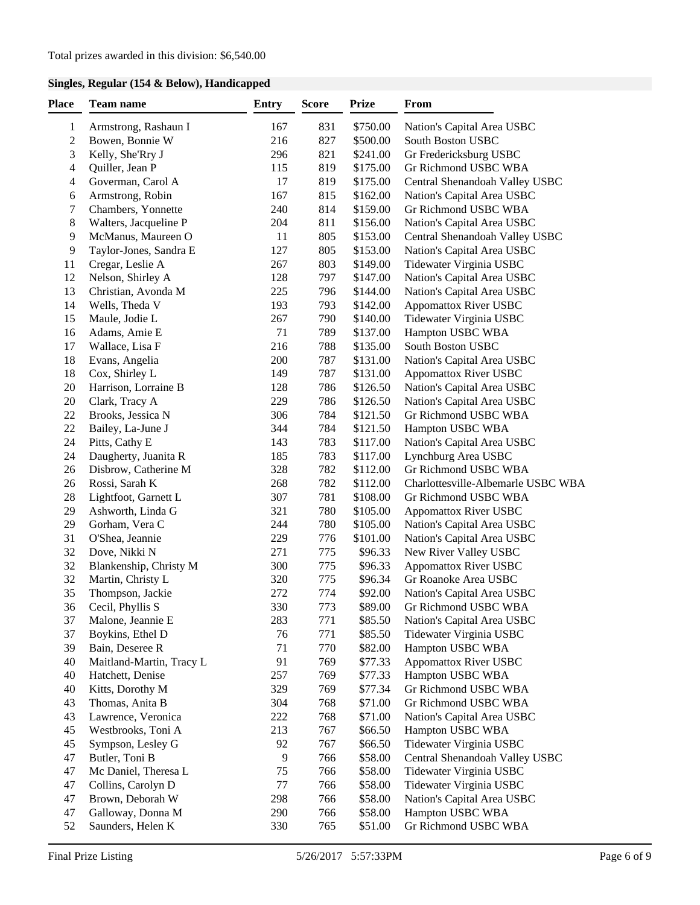Total prizes awarded in this division: $6,540.00

**Singles, Regular (154 & Below), Handicapped**

| Place | Team name | Entry | Score | Prize | From |
|---|---|---|---|---|---|
| 1 | Armstrong, Rashaun I | 167 | 831 | $750.00 | Nation's Capital Area USBC |
| 2 | Bowen, Bonnie W | 216 | 827 | $500.00 | South Boston USBC |
| 3 | Kelly, She'Rry J | 296 | 821 | $241.00 | Gr Fredericksburg USBC |
| 4 | Quiller, Jean P | 115 | 819 | $175.00 | Gr Richmond USBC WBA |
| 4 | Goverman, Carol A | 17 | 819 | $175.00 | Central Shenandoah Valley USBC |
| 6 | Armstrong, Robin | 167 | 815 | $162.00 | Nation's Capital Area USBC |
| 7 | Chambers, Yonnette | 240 | 814 | $159.00 | Gr Richmond USBC WBA |
| 8 | Walters, Jacqueline P | 204 | 811 | $156.00 | Nation's Capital Area USBC |
| 9 | McManus, Maureen O | 11 | 805 | $153.00 | Central Shenandoah Valley USBC |
| 9 | Taylor-Jones, Sandra E | 127 | 805 | $153.00 | Nation's Capital Area USBC |
| 11 | Cregar, Leslie A | 267 | 803 | $149.00 | Tidewater Virginia USBC |
| 12 | Nelson, Shirley A | 128 | 797 | $147.00 | Nation's Capital Area USBC |
| 13 | Christian, Avonda M | 225 | 796 | $144.00 | Nation's Capital Area USBC |
| 14 | Wells, Theda V | 193 | 793 | $142.00 | Appomattox River USBC |
| 15 | Maule, Jodie L | 267 | 790 | $140.00 | Tidewater Virginia USBC |
| 16 | Adams, Amie E | 71 | 789 | $137.00 | Hampton USBC WBA |
| 17 | Wallace, Lisa F | 216 | 788 | $135.00 | South Boston USBC |
| 18 | Evans, Angelia | 200 | 787 | $131.00 | Nation's Capital Area USBC |
| 18 | Cox, Shirley L | 149 | 787 | $131.00 | Appomattox River USBC |
| 20 | Harrison, Lorraine B | 128 | 786 | $126.50 | Nation's Capital Area USBC |
| 20 | Clark, Tracy A | 229 | 786 | $126.50 | Nation's Capital Area USBC |
| 22 | Brooks, Jessica N | 306 | 784 | $121.50 | Gr Richmond USBC WBA |
| 22 | Bailey, La-June J | 344 | 784 | $121.50 | Hampton USBC WBA |
| 24 | Pitts, Cathy E | 143 | 783 | $117.00 | Nation's Capital Area USBC |
| 24 | Daugherty, Juanita R | 185 | 783 | $117.00 | Lynchburg Area USBC |
| 26 | Disbrow, Catherine M | 328 | 782 | $112.00 | Gr Richmond USBC WBA |
| 26 | Rossi, Sarah K | 268 | 782 | $112.00 | Charlottesville-Albemarle USBC WBA |
| 28 | Lightfoot, Garnett L | 307 | 781 | $108.00 | Gr Richmond USBC WBA |
| 29 | Ashworth, Linda G | 321 | 780 | $105.00 | Appomattox River USBC |
| 29 | Gorham, Vera C | 244 | 780 | $105.00 | Nation's Capital Area USBC |
| 31 | O'Shea, Jeannie | 229 | 776 | $101.00 | Nation's Capital Area USBC |
| 32 | Dove, Nikki N | 271 | 775 | $96.33 | New River Valley USBC |
| 32 | Blankenship, Christy M | 300 | 775 | $96.33 | Appomattox River USBC |
| 32 | Martin, Christy L | 320 | 775 | $96.34 | Gr Roanoke Area USBC |
| 35 | Thompson, Jackie | 272 | 774 | $92.00 | Nation's Capital Area USBC |
| 36 | Cecil, Phyllis S | 330 | 773 | $89.00 | Gr Richmond USBC WBA |
| 37 | Malone, Jeannie E | 283 | 771 | $85.50 | Nation's Capital Area USBC |
| 37 | Boykins, Ethel D | 76 | 771 | $85.50 | Tidewater Virginia USBC |
| 39 | Bain, Deseree R | 71 | 770 | $82.00 | Hampton USBC WBA |
| 40 | Maitland-Martin, Tracy L | 91 | 769 | $77.33 | Appomattox River USBC |
| 40 | Hatchett, Denise | 257 | 769 | $77.33 | Hampton USBC WBA |
| 40 | Kitts, Dorothy M | 329 | 769 | $77.34 | Gr Richmond USBC WBA |
| 43 | Thomas, Anita B | 304 | 768 | $71.00 | Gr Richmond USBC WBA |
| 43 | Lawrence, Veronica | 222 | 768 | $71.00 | Nation's Capital Area USBC |
| 45 | Westbrooks, Toni A | 213 | 767 | $66.50 | Hampton USBC WBA |
| 45 | Sympson, Lesley G | 92 | 767 | $66.50 | Tidewater Virginia USBC |
| 47 | Butler, Toni B | 9 | 766 | $58.00 | Central Shenandoah Valley USBC |
| 47 | Mc Daniel, Theresa L | 75 | 766 | $58.00 | Tidewater Virginia USBC |
| 47 | Collins, Carolyn D | 77 | 766 | $58.00 | Tidewater Virginia USBC |
| 47 | Brown, Deborah W | 298 | 766 | $58.00 | Nation's Capital Area USBC |
| 47 | Galloway, Donna M | 290 | 766 | $58.00 | Hampton USBC WBA |
| 52 | Saunders, Helen K | 330 | 765 | $51.00 | Gr Richmond USBC WBA |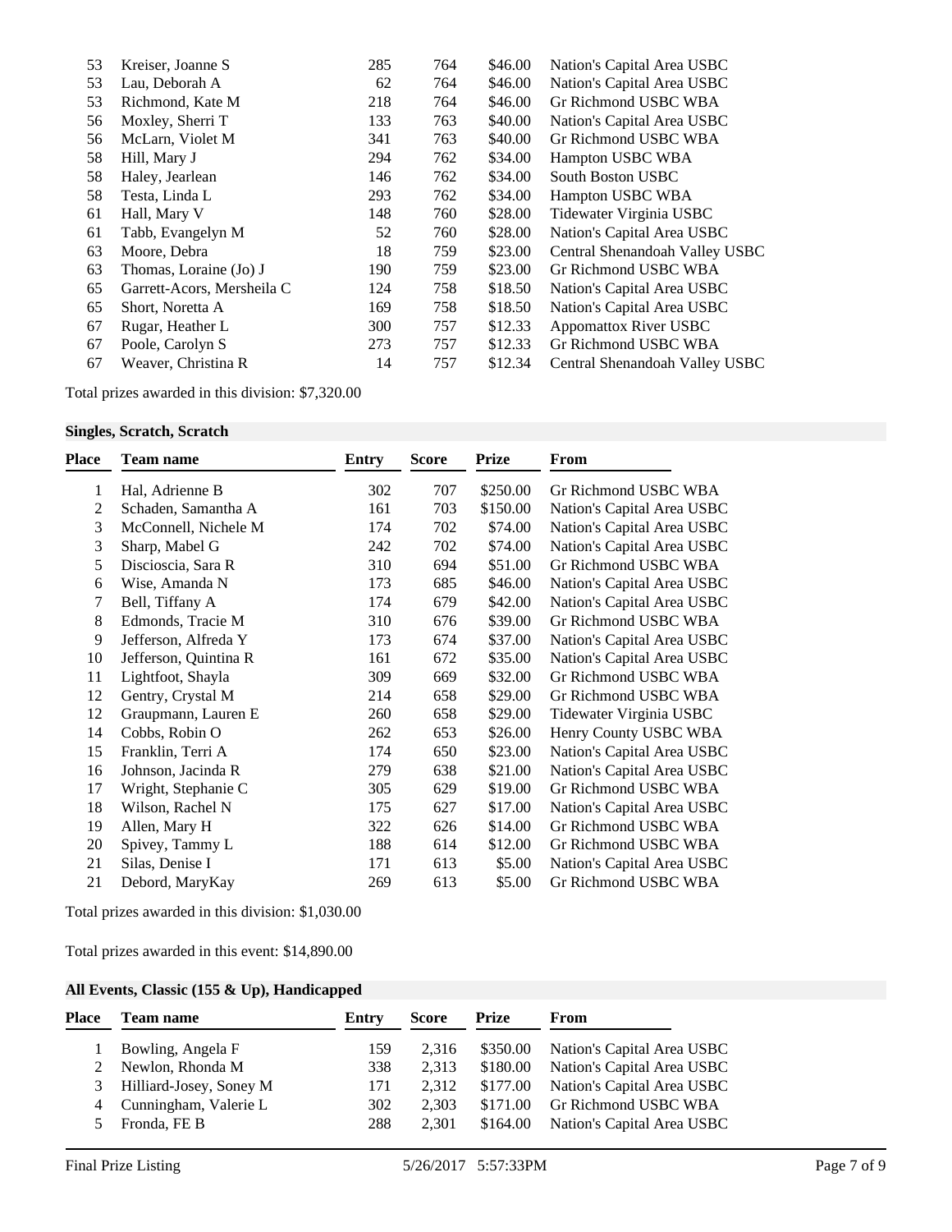| Place | Team name | Entry | Score | Prize | From |
|---|---|---|---|---|---|
| 53 | Kreiser, Joanne S | 285 | 764 | $46.00 | Nation's Capital Area USBC |
| 53 | Lau, Deborah A | 62 | 764 | $46.00 | Nation's Capital Area USBC |
| 53 | Richmond, Kate M | 218 | 764 | $46.00 | Gr Richmond USBC WBA |
| 56 | Moxley, Sherri T | 133 | 763 | $40.00 | Nation's Capital Area USBC |
| 56 | McLarn, Violet M | 341 | 763 | $40.00 | Gr Richmond USBC WBA |
| 58 | Hill, Mary J | 294 | 762 | $34.00 | Hampton USBC WBA |
| 58 | Haley, Jearlean | 146 | 762 | $34.00 | South Boston USBC |
| 58 | Testa, Linda L | 293 | 762 | $34.00 | Hampton USBC WBA |
| 61 | Hall, Mary V | 148 | 760 | $28.00 | Tidewater Virginia USBC |
| 61 | Tabb, Evangelyn M | 52 | 760 | $28.00 | Nation's Capital Area USBC |
| 63 | Moore, Debra | 18 | 759 | $23.00 | Central Shenandoah Valley USBC |
| 63 | Thomas, Loraine (Jo) J | 190 | 759 | $23.00 | Gr Richmond USBC WBA |
| 65 | Garrett-Acors, Mersheila C | 124 | 758 | $18.50 | Nation's Capital Area USBC |
| 65 | Short, Noretta A | 169 | 758 | $18.50 | Nation's Capital Area USBC |
| 67 | Rugar, Heather L | 300 | 757 | $12.33 | Appomattox River USBC |
| 67 | Poole, Carolyn S | 273 | 757 | $12.33 | Gr Richmond USBC WBA |
| 67 | Weaver, Christina R | 14 | 757 | $12.34 | Central Shenandoah Valley USBC |

Total prizes awarded in this division: $7,320.00

### Singles, Scratch, Scratch

| Place | Team name | Entry | Score | Prize | From |
|---|---|---|---|---|---|
| 1 | Hal, Adrienne B | 302 | 707 | $250.00 | Gr Richmond USBC WBA |
| 2 | Schaden, Samantha A | 161 | 703 | $150.00 | Nation's Capital Area USBC |
| 3 | McConnell, Nichele M | 174 | 702 | $74.00 | Nation's Capital Area USBC |
| 3 | Sharp, Mabel G | 242 | 702 | $74.00 | Nation's Capital Area USBC |
| 5 | Discioscia, Sara R | 310 | 694 | $51.00 | Gr Richmond USBC WBA |
| 6 | Wise, Amanda N | 173 | 685 | $46.00 | Nation's Capital Area USBC |
| 7 | Bell, Tiffany A | 174 | 679 | $42.00 | Nation's Capital Area USBC |
| 8 | Edmonds, Tracie M | 310 | 676 | $39.00 | Gr Richmond USBC WBA |
| 9 | Jefferson, Alfreda Y | 173 | 674 | $37.00 | Nation's Capital Area USBC |
| 10 | Jefferson, Quintina R | 161 | 672 | $35.00 | Nation's Capital Area USBC |
| 11 | Lightfoot, Shayla | 309 | 669 | $32.00 | Gr Richmond USBC WBA |
| 12 | Gentry, Crystal M | 214 | 658 | $29.00 | Gr Richmond USBC WBA |
| 12 | Graupmann, Lauren E | 260 | 658 | $29.00 | Tidewater Virginia USBC |
| 14 | Cobbs, Robin O | 262 | 653 | $26.00 | Henry County USBC WBA |
| 15 | Franklin, Terri A | 174 | 650 | $23.00 | Nation's Capital Area USBC |
| 16 | Johnson, Jacinda R | 279 | 638 | $21.00 | Nation's Capital Area USBC |
| 17 | Wright, Stephanie C | 305 | 629 | $19.00 | Gr Richmond USBC WBA |
| 18 | Wilson, Rachel N | 175 | 627 | $17.00 | Nation's Capital Area USBC |
| 19 | Allen, Mary H | 322 | 626 | $14.00 | Gr Richmond USBC WBA |
| 20 | Spivey, Tammy L | 188 | 614 | $12.00 | Gr Richmond USBC WBA |
| 21 | Silas, Denise I | 171 | 613 | $5.00 | Nation's Capital Area USBC |
| 21 | Debord, MaryKay | 269 | 613 | $5.00 | Gr Richmond USBC WBA |

Total prizes awarded in this division: $1,030.00

Total prizes awarded in this event: $14,890.00

### All Events, Classic (155 & Up), Handicapped

| Place | Team name | Entry | Score | Prize | From |
|---|---|---|---|---|---|
| 1 | Bowling, Angela F | 159 | 2,316 | $350.00 | Nation's Capital Area USBC |
| 2 | Newlon, Rhonda M | 338 | 2,313 | $180.00 | Nation's Capital Area USBC |
| 3 | Hilliard-Josey, Soney M | 171 | 2,312 | $177.00 | Nation's Capital Area USBC |
| 4 | Cunningham, Valerie L | 302 | 2,303 | $171.00 | Gr Richmond USBC WBA |
| 5 | Fronda, FE B | 288 | 2,301 | $164.00 | Nation's Capital Area USBC |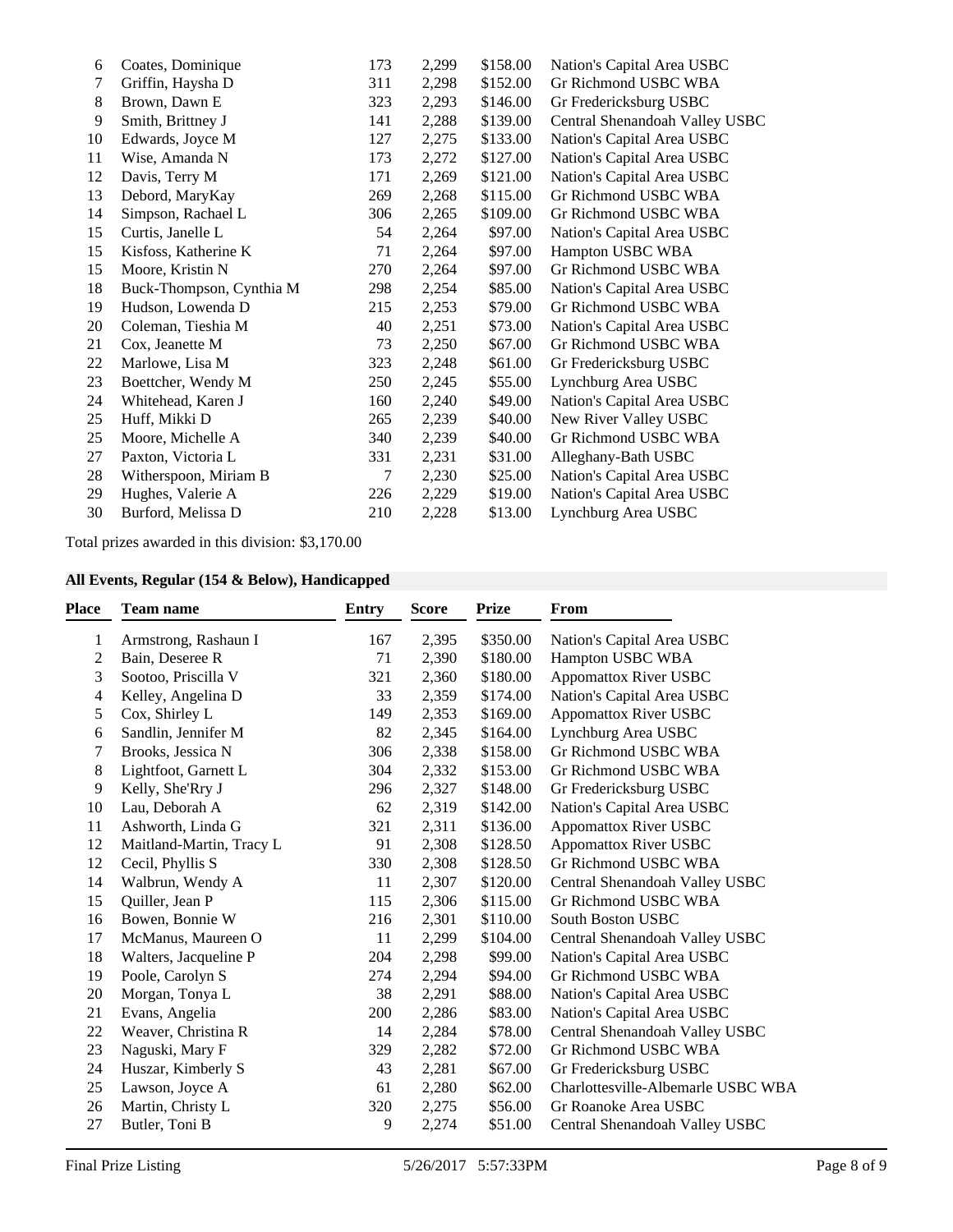| Place | Team name | Entry | Score | Prize | From |
|---|---|---|---|---|---|
| 6 | Coates, Dominique | 173 | 2,299 | $158.00 | Nation's Capital Area USBC |
| 7 | Griffin, Haysha D | 311 | 2,298 | $152.00 | Gr Richmond USBC WBA |
| 8 | Brown, Dawn E | 323 | 2,293 | $146.00 | Gr Fredericksburg USBC |
| 9 | Smith, Brittney J | 141 | 2,288 | $139.00 | Central Shenandoah Valley USBC |
| 10 | Edwards, Joyce M | 127 | 2,275 | $133.00 | Nation's Capital Area USBC |
| 11 | Wise, Amanda N | 173 | 2,272 | $127.00 | Nation's Capital Area USBC |
| 12 | Davis, Terry M | 171 | 2,269 | $121.00 | Nation's Capital Area USBC |
| 13 | Debord, MaryKay | 269 | 2,268 | $115.00 | Gr Richmond USBC WBA |
| 14 | Simpson, Rachael L | 306 | 2,265 | $109.00 | Gr Richmond USBC WBA |
| 15 | Curtis, Janelle L | 54 | 2,264 | $97.00 | Nation's Capital Area USBC |
| 15 | Kisfoss, Katherine K | 71 | 2,264 | $97.00 | Hampton USBC WBA |
| 15 | Moore, Kristin N | 270 | 2,264 | $97.00 | Gr Richmond USBC WBA |
| 18 | Buck-Thompson, Cynthia M | 298 | 2,254 | $85.00 | Nation's Capital Area USBC |
| 19 | Hudson, Lowenda D | 215 | 2,253 | $79.00 | Gr Richmond USBC WBA |
| 20 | Coleman, Tieshia M | 40 | 2,251 | $73.00 | Nation's Capital Area USBC |
| 21 | Cox, Jeanette M | 73 | 2,250 | $67.00 | Gr Richmond USBC WBA |
| 22 | Marlowe, Lisa M | 323 | 2,248 | $61.00 | Gr Fredericksburg USBC |
| 23 | Boettcher, Wendy M | 250 | 2,245 | $55.00 | Lynchburg Area USBC |
| 24 | Whitehead, Karen J | 160 | 2,240 | $49.00 | Nation's Capital Area USBC |
| 25 | Huff, Mikki D | 265 | 2,239 | $40.00 | New River Valley USBC |
| 25 | Moore, Michelle A | 340 | 2,239 | $40.00 | Gr Richmond USBC WBA |
| 27 | Paxton, Victoria L | 331 | 2,231 | $31.00 | Alleghany-Bath USBC |
| 28 | Witherspoon, Miriam B | 7 | 2,230 | $25.00 | Nation's Capital Area USBC |
| 29 | Hughes, Valerie A | 226 | 2,229 | $19.00 | Nation's Capital Area USBC |
| 30 | Burford, Melissa D | 210 | 2,228 | $13.00 | Lynchburg Area USBC |

Total prizes awarded in this division: $3,170.00

### All Events, Regular (154 & Below), Handicapped

| Place | Team name | Entry | Score | Prize | From |
|---|---|---|---|---|---|
| 1 | Armstrong, Rashaun I | 167 | 2,395 | $350.00 | Nation's Capital Area USBC |
| 2 | Bain, Deseree R | 71 | 2,390 | $180.00 | Hampton USBC WBA |
| 3 | Sootoo, Priscilla V | 321 | 2,360 | $180.00 | Appomattox River USBC |
| 4 | Kelley, Angelina D | 33 | 2,359 | $174.00 | Nation's Capital Area USBC |
| 5 | Cox, Shirley L | 149 | 2,353 | $169.00 | Appomattox River USBC |
| 6 | Sandlin, Jennifer M | 82 | 2,345 | $164.00 | Lynchburg Area USBC |
| 7 | Brooks, Jessica N | 306 | 2,338 | $158.00 | Gr Richmond USBC WBA |
| 8 | Lightfoot, Garnett L | 304 | 2,332 | $153.00 | Gr Richmond USBC WBA |
| 9 | Kelly, She'Rry J | 296 | 2,327 | $148.00 | Gr Fredericksburg USBC |
| 10 | Lau, Deborah A | 62 | 2,319 | $142.00 | Nation's Capital Area USBC |
| 11 | Ashworth, Linda G | 321 | 2,311 | $136.00 | Appomattox River USBC |
| 12 | Maitland-Martin, Tracy L | 91 | 2,308 | $128.50 | Appomattox River USBC |
| 12 | Cecil, Phyllis S | 330 | 2,308 | $128.50 | Gr Richmond USBC WBA |
| 14 | Walbrun, Wendy A | 11 | 2,307 | $120.00 | Central Shenandoah Valley USBC |
| 15 | Quiller, Jean P | 115 | 2,306 | $115.00 | Gr Richmond USBC WBA |
| 16 | Bowen, Bonnie W | 216 | 2,301 | $110.00 | South Boston USBC |
| 17 | McManus, Maureen O | 11 | 2,299 | $104.00 | Central Shenandoah Valley USBC |
| 18 | Walters, Jacqueline P | 204 | 2,298 | $99.00 | Nation's Capital Area USBC |
| 19 | Poole, Carolyn S | 274 | 2,294 | $94.00 | Gr Richmond USBC WBA |
| 20 | Morgan, Tonya L | 38 | 2,291 | $88.00 | Nation's Capital Area USBC |
| 21 | Evans, Angelia | 200 | 2,286 | $83.00 | Nation's Capital Area USBC |
| 22 | Weaver, Christina R | 14 | 2,284 | $78.00 | Central Shenandoah Valley USBC |
| 23 | Naguski, Mary F | 329 | 2,282 | $72.00 | Gr Richmond USBC WBA |
| 24 | Huszar, Kimberly S | 43 | 2,281 | $67.00 | Gr Fredericksburg USBC |
| 25 | Lawson, Joyce A | 61 | 2,280 | $62.00 | Charlottesville-Albemarle USBC WBA |
| 26 | Martin, Christy L | 320 | 2,275 | $56.00 | Gr Roanoke Area USBC |
| 27 | Butler, Toni B | 9 | 2,274 | $51.00 | Central Shenandoah Valley USBC |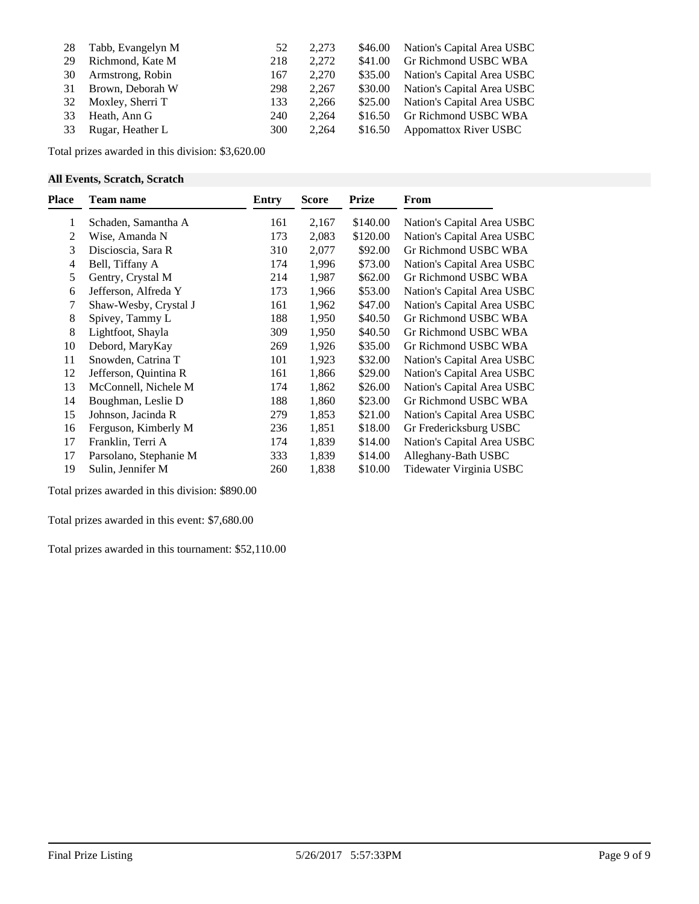| | | | | | |
|---|---|---|---|---|---|
| 28 | Tabb, Evangelyn M | 52 | 2,273 | $46.00 | Nation's Capital Area USBC |
| 29 | Richmond, Kate M | 218 | 2,272 | $41.00 | Gr Richmond USBC WBA |
| 30 | Armstrong, Robin | 167 | 2,270 | $35.00 | Nation's Capital Area USBC |
| 31 | Brown, Deborah W | 298 | 2,267 | $30.00 | Nation's Capital Area USBC |
| 32 | Moxley, Sherri T | 133 | 2,266 | $25.00 | Nation's Capital Area USBC |
| 33 | Heath, Ann G | 240 | 2,264 | $16.50 | Gr Richmond USBC WBA |
| 33 | Rugar, Heather L | 300 | 2,264 | $16.50 | Appomattox River USBC |

Total prizes awarded in this division: $3,620.00

**All Events, Scratch, Scratch**

| Place | Team name | Entry | Score | Prize | From |
|---|---|---|---|---|---|
| 1 | Schaden, Samantha A | 161 | 2,167 | $140.00 | Nation's Capital Area USBC |
| 2 | Wise, Amanda N | 173 | 2,083 | $120.00 | Nation's Capital Area USBC |
| 3 | Discioscia, Sara R | 310 | 2,077 | $92.00 | Gr Richmond USBC WBA |
| 4 | Bell, Tiffany A | 174 | 1,996 | $73.00 | Nation's Capital Area USBC |
| 5 | Gentry, Crystal M | 214 | 1,987 | $62.00 | Gr Richmond USBC WBA |
| 6 | Jefferson, Alfreda Y | 173 | 1,966 | $53.00 | Nation's Capital Area USBC |
| 7 | Shaw-Wesby, Crystal J | 161 | 1,962 | $47.00 | Nation's Capital Area USBC |
| 8 | Spivey, Tammy L | 188 | 1,950 | $40.50 | Gr Richmond USBC WBA |
| 8 | Lightfoot, Shayla | 309 | 1,950 | $40.50 | Gr Richmond USBC WBA |
| 10 | Debord, MaryKay | 269 | 1,926 | $35.00 | Gr Richmond USBC WBA |
| 11 | Snowden, Catrina T | 101 | 1,923 | $32.00 | Nation's Capital Area USBC |
| 12 | Jefferson, Quintina R | 161 | 1,866 | $29.00 | Nation's Capital Area USBC |
| 13 | McConnell, Nichele M | 174 | 1,862 | $26.00 | Nation's Capital Area USBC |
| 14 | Boughman, Leslie D | 188 | 1,860 | $23.00 | Gr Richmond USBC WBA |
| 15 | Johnson, Jacinda R | 279 | 1,853 | $21.00 | Nation's Capital Area USBC |
| 16 | Ferguson, Kimberly M | 236 | 1,851 | $18.00 | Gr Fredericksburg USBC |
| 17 | Franklin, Terri A | 174 | 1,839 | $14.00 | Nation's Capital Area USBC |
| 17 | Parsolano, Stephanie M | 333 | 1,839 | $14.00 | Alleghany-Bath USBC |
| 19 | Sulin, Jennifer M | 260 | 1,838 | $10.00 | Tidewater Virginia USBC |

Total prizes awarded in this division: $890.00

Total prizes awarded in this event: $7,680.00

Total prizes awarded in this tournament: $52,110.00